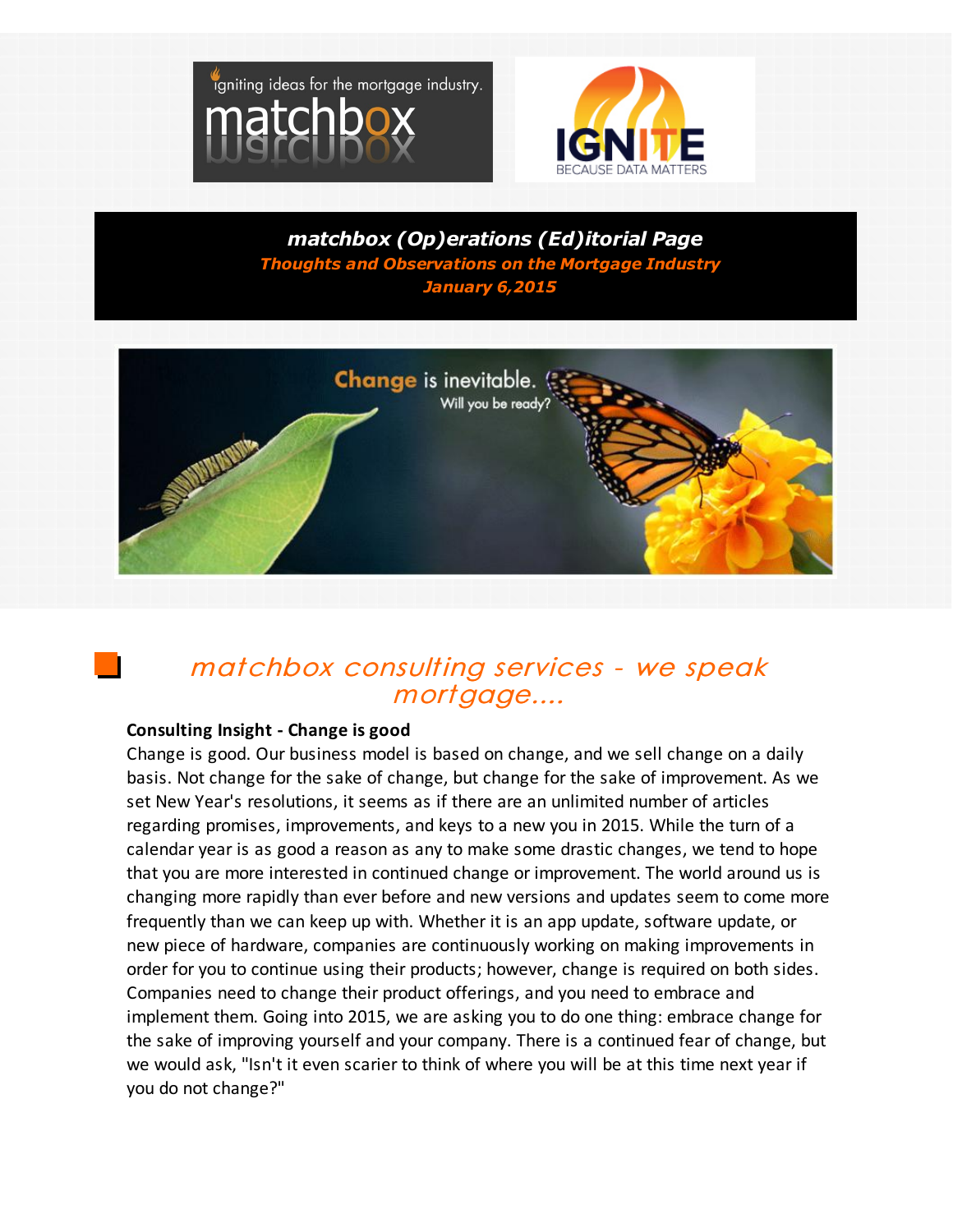igniting ideas for the mortgage industry.

matchbox

IGNITE

BECAUSE DATA MATTERS

# matchbox (Op)erations (Ed)itorial Page

***Thoughts and Observations on the Mortgage Industry***

***January 6,2015***

Change is inevitable. Will you be ready?

## *matchbox consulting services - we speak mortgage....*

**Consulting Insight - Change is good**

Change is good. Our business model is based on change, and we sell change on a daily basis. Not change for the sake of change, but change for the sake of improvement. As we set New Year's resolutions, it seems as if there are an unlimited number of articles regarding promises, improvements, and keys to a new you in 2015. While the turn of a calendar year is as good a reason as any to make some drastic changes, we tend to hope that you are more interested in continued change or improvement. The world around us is changing more rapidly than ever before and new versions and updates seem to come more frequently than we can keep up with. Whether it is an app update, software update, or new piece of hardware, companies are continuously working on making improvements in order for you to continue using their products; however, change is required on both sides. Companies need to change their product offerings, and you need to embrace and implement them. Going into 2015, we are asking you to do one thing: embrace change for the sake of improving yourself and your company. There is a continued fear of change, but we would ask, "Isn't it even scarier to think of where you will be at this time next year if you do not change?"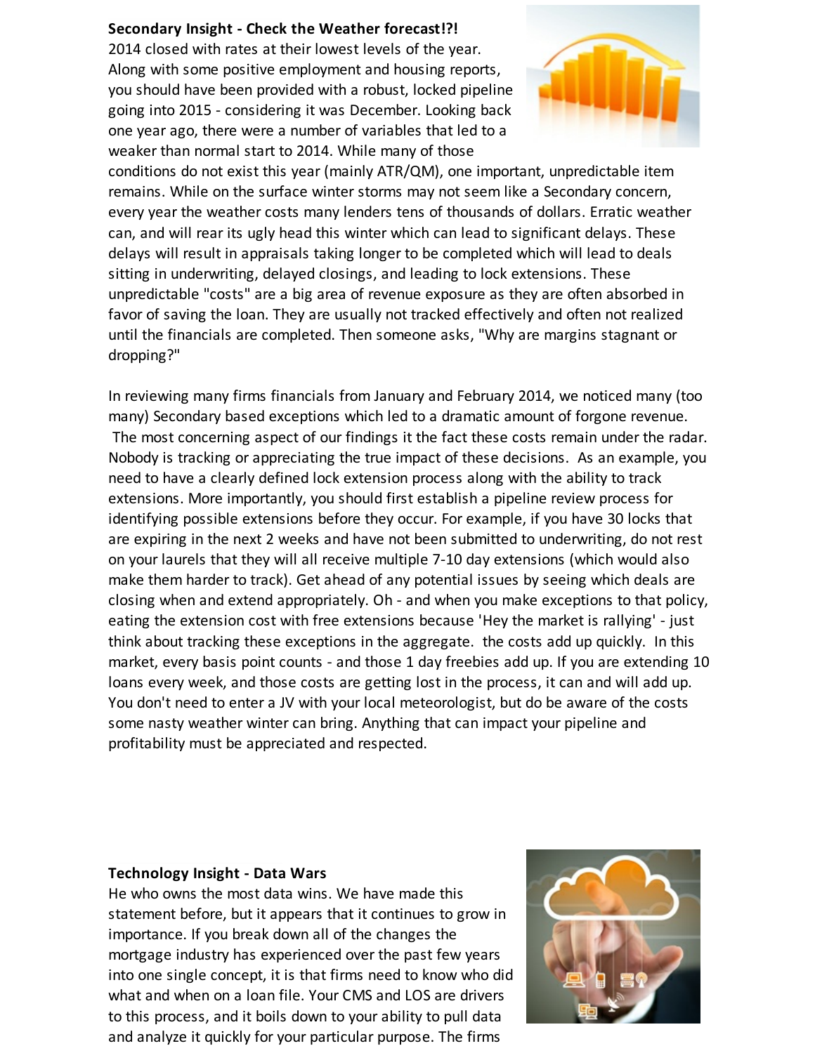**Secondary Insight - Check the Weather forecast!?!**

2014 closed with rates at their lowest levels of the year. Along with some positive employment and housing reports, you should have been provided with a robust, locked pipeline going into 2015 - considering it was December. Looking back one year ago, there were a number of variables that led to a weaker than normal start to 2014. While many of those conditions do not exist this year (mainly ATR/QM), one important, unpredictable item remains. While on the surface winter storms may not seem like a Secondary concern, every year the weather costs many lenders tens of thousands of dollars. Erratic weather can, and will rear its ugly head this winter which can lead to significant delays. These delays will result in appraisals taking longer to be completed which will lead to deals sitting in underwriting, delayed closings, and leading to lock extensions. These unpredictable "costs" are a big area of revenue exposure as they are often absorbed in favor of saving the loan. They are usually not tracked effectively and often not realized until the financials are completed. Then someone asks, "Why are margins stagnant or dropping?"

In reviewing many firms financials from January and February 2014, we noticed many (too many) Secondary based exceptions which led to a dramatic amount of forgone revenue. The most concerning aspect of our findings it the fact these costs remain under the radar. Nobody is tracking or appreciating the true impact of these decisions. As an example, you need to have a clearly defined lock extension process along with the ability to track extensions. More importantly, you should first establish a pipeline review process for identifying possible extensions before they occur. For example, if you have 30 locks that are expiring in the next 2 weeks and have not been submitted to underwriting, do not rest on your laurels that they will all receive multiple 7-10 day extensions (which would also make them harder to track). Get ahead of any potential issues by seeing which deals are closing when and extend appropriately. Oh - and when you make exceptions to that policy, eating the extension cost with free extensions because 'Hey the market is rallying' - just think about tracking these exceptions in the aggregate. the costs add up quickly. In this market, every basis point counts - and those 1 day freebies add up. If you are extending 10 loans every week, and those costs are getting lost in the process, it can and will add up. You don't need to enter a JV with your local meteorologist, but do be aware of the costs some nasty weather winter can bring. Anything that can impact your pipeline and profitability must be appreciated and respected.

**Technology Insight - Data Wars**

He who owns the most data wins. We have made this statement before, but it appears that it continues to grow in importance. If you break down all of the changes the mortgage industry has experienced over the past few years into one single concept, it is that firms need to know who did what and when on a loan file. Your CMS and LOS are drivers to this process, and it boils down to your ability to pull data and analyze it quickly for your particular purpose. The firms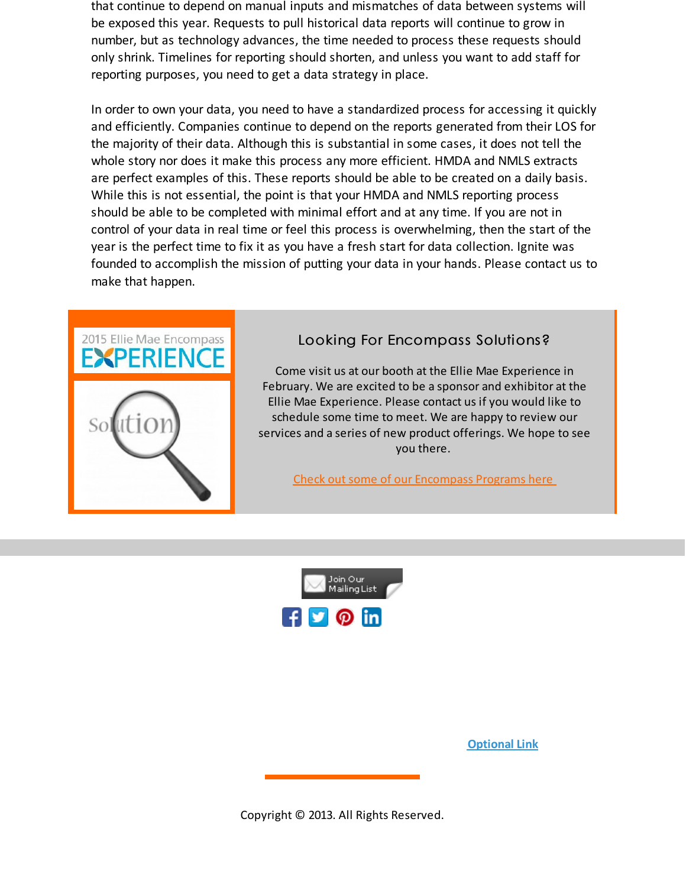that continue to depend on manual inputs and mismatches of data between systems will be exposed this year. Requests to pull historical data reports will continue to grow in number, but as technology advances, the time needed to process these requests should only shrink. Timelines for reporting should shorten, and unless you want to add staff for reporting purposes, you need to get a data strategy in place.

In order to own your data, you need to have a standardized process for accessing it quickly and efficiently. Companies continue to depend on the reports generated from their LOS for the majority of their data. Although this is substantial in some cases, it does not tell the whole story nor does it make this process any more efficient. HMDA and NMLS extracts are perfect examples of this. These reports should be able to be created on a daily basis. While this is not essential, the point is that your HMDA and NMLS reporting process should be able to be completed with minimal effort and at any time. If you are not in control of your data in real time or feel this process is overwhelming, then the start of the year is the perfect time to fix it as you have a fresh start for data collection. Ignite was founded to accomplish the mission of putting your data in your hands. Please contact us to make that happen.

2015 Ellie Mae Encompass EXPERIENCE

## Looking For Encompass Solutions?

Come visit us at our booth at the Ellie Mae Experience in February. We are excited to be a sponsor and exhibitor at the Ellie Mae Experience. Please contact us if you would like to schedule some time to meet. We are happy to review our services and a series of new product offerings. We hope to see you there.

Check out some of our Encompass Programs here

Join Our Mailing List

Optional Link

Copyright © 2013. All Rights Reserved.